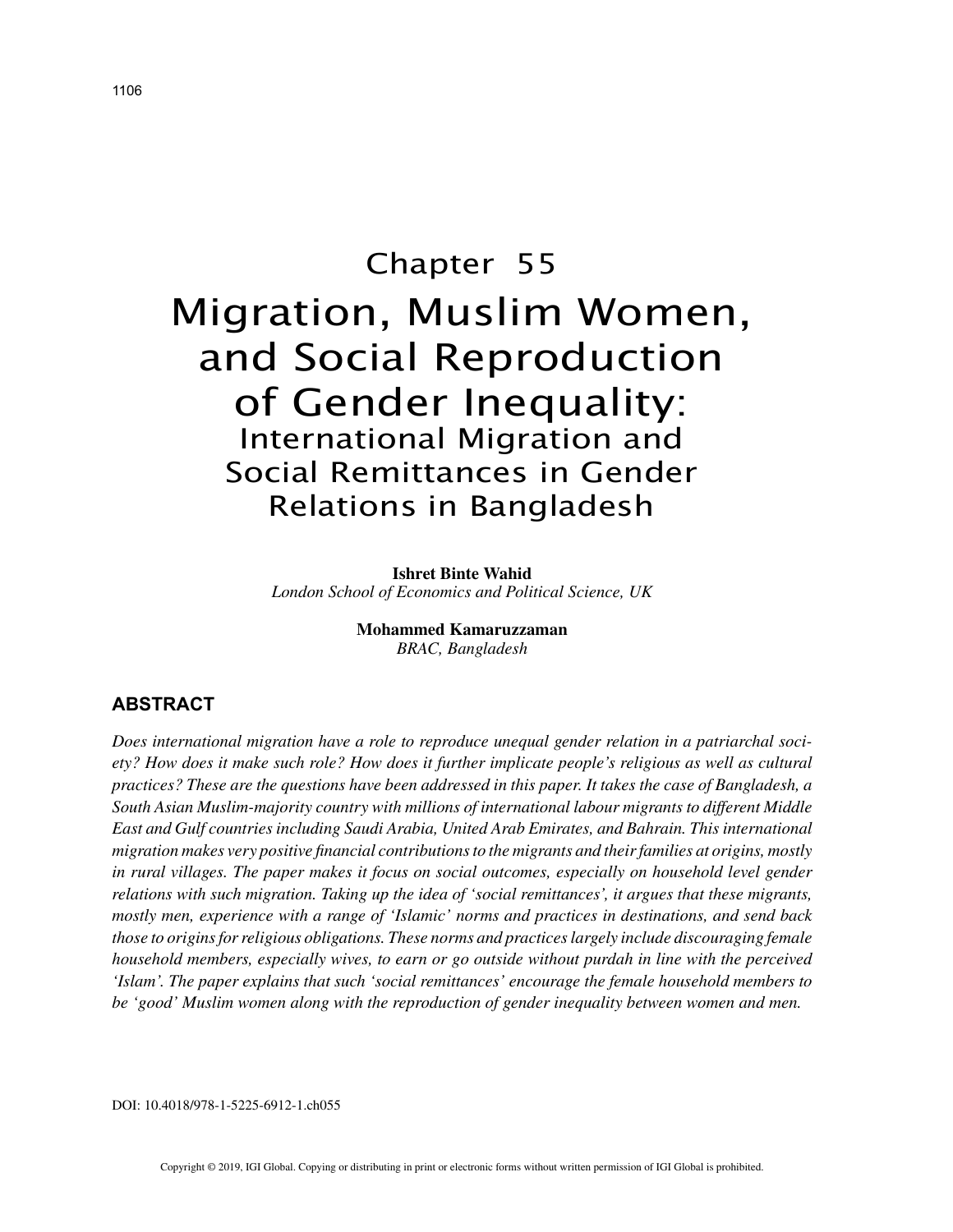# Chapter 55

# Migration, Muslim Women, and Social Reproduction of Gender Inequality:

## International Migration and Social Remittances in Gender Relations in Bangladesh

**Ishret Binte Wahid**
*London School of Economics and Political Science, UK*

**Mohammed Kamaruzzaman**
*BRAC, Bangladesh*

## ABSTRACT

*Does international migration have a role to reproduce unequal gender relation in a patriarchal society? How does it make such role? How does it further implicate people's religious as well as cultural practices? These are the questions have been addressed in this paper. It takes the case of Bangladesh, a South Asian Muslim-majority country with millions of international labour migrants to different Middle East and Gulf countries including Saudi Arabia, United Arab Emirates, and Bahrain. This international migration makes very positive financial contributions to the migrants and their families at origins, mostly in rural villages. The paper makes it focus on social outcomes, especially on household level gender relations with such migration. Taking up the idea of 'social remittances', it argues that these migrants, mostly men, experience with a range of 'Islamic' norms and practices in destinations, and send back those to origins for religious obligations. These norms and practices largely include discouraging female household members, especially wives, to earn or go outside without purdah in line with the perceived 'Islam'. The paper explains that such 'social remittances' encourage the female household members to be 'good' Muslim women along with the reproduction of gender inequality between women and men.*

DOI: 10.4018/978-1-5225-6912-1.ch055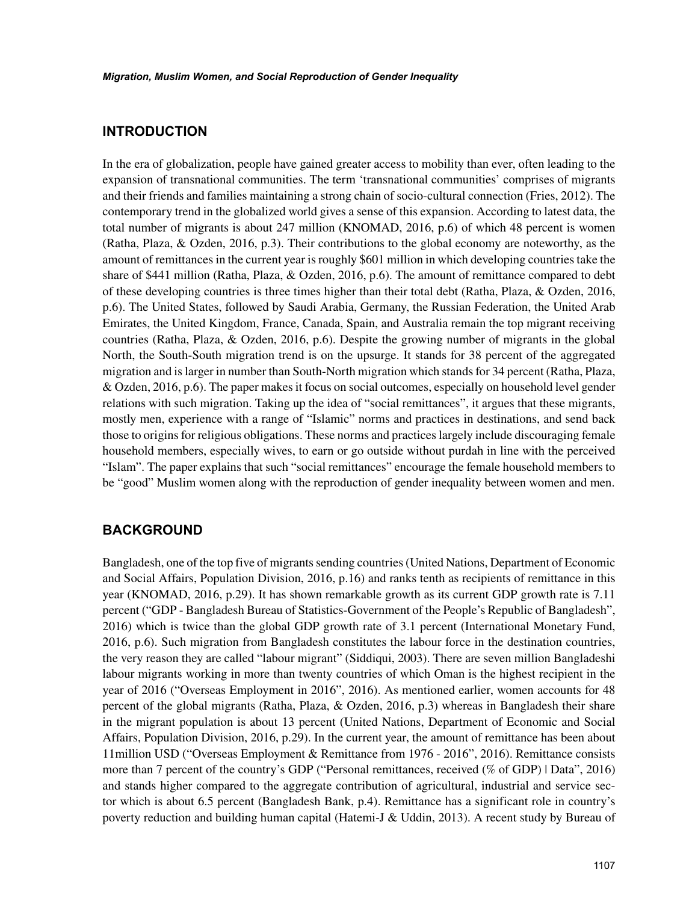## INTRODUCTION

In the era of globalization, people have gained greater access to mobility than ever, often leading to the expansion of transnational communities. The term 'transnational communities' comprises of migrants and their friends and families maintaining a strong chain of socio-cultural connection (Fries, 2012). The contemporary trend in the globalized world gives a sense of this expansion. According to latest data, the total number of migrants is about 247 million (KNOMAD, 2016, p.6) of which 48 percent is women (Ratha, Plaza, & Ozden, 2016, p.3). Their contributions to the global economy are noteworthy, as the amount of remittances in the current year is roughly $601 million in which developing countries take the share of $441 million (Ratha, Plaza, & Ozden, 2016, p.6). The amount of remittance compared to debt of these developing countries is three times higher than their total debt (Ratha, Plaza, & Ozden, 2016, p.6). The United States, followed by Saudi Arabia, Germany, the Russian Federation, the United Arab Emirates, the United Kingdom, France, Canada, Spain, and Australia remain the top migrant receiving countries (Ratha, Plaza, & Ozden, 2016, p.6). Despite the growing number of migrants in the global North, the South-South migration trend is on the upsurge. It stands for 38 percent of the aggregated migration and is larger in number than South-North migration which stands for 34 percent (Ratha, Plaza, & Ozden, 2016, p.6). The paper makes it focus on social outcomes, especially on household level gender relations with such migration. Taking up the idea of "social remittances", it argues that these migrants, mostly men, experience with a range of "Islamic" norms and practices in destinations, and send back those to origins for religious obligations. These norms and practices largely include discouraging female household members, especially wives, to earn or go outside without purdah in line with the perceived "Islam". The paper explains that such "social remittances" encourage the female household members to be "good" Muslim women along with the reproduction of gender inequality between women and men.

## BACKGROUND

Bangladesh, one of the top five of migrants sending countries (United Nations, Department of Economic and Social Affairs, Population Division, 2016, p.16) and ranks tenth as recipients of remittance in this year (KNOMAD, 2016, p.29). It has shown remarkable growth as its current GDP growth rate is 7.11 percent ("GDP - Bangladesh Bureau of Statistics-Government of the People's Republic of Bangladesh", 2016) which is twice than the global GDP growth rate of 3.1 percent (International Monetary Fund, 2016, p.6). Such migration from Bangladesh constitutes the labour force in the destination countries, the very reason they are called "labour migrant" (Siddiqui, 2003). There are seven million Bangladeshi labour migrants working in more than twenty countries of which Oman is the highest recipient in the year of 2016 ("Overseas Employment in 2016", 2016). As mentioned earlier, women accounts for 48 percent of the global migrants (Ratha, Plaza, & Ozden, 2016, p.3) whereas in Bangladesh their share in the migrant population is about 13 percent (United Nations, Department of Economic and Social Affairs, Population Division, 2016, p.29). In the current year, the amount of remittance has been about 11million USD ("Overseas Employment & Remittance from 1976 - 2016", 2016). Remittance consists more than 7 percent of the country's GDP ("Personal remittances, received (% of GDP) | Data", 2016) and stands higher compared to the aggregate contribution of agricultural, industrial and service sector which is about 6.5 percent (Bangladesh Bank, p.4). Remittance has a significant role in country's poverty reduction and building human capital (Hatemi-J & Uddin, 2013). A recent study by Bureau of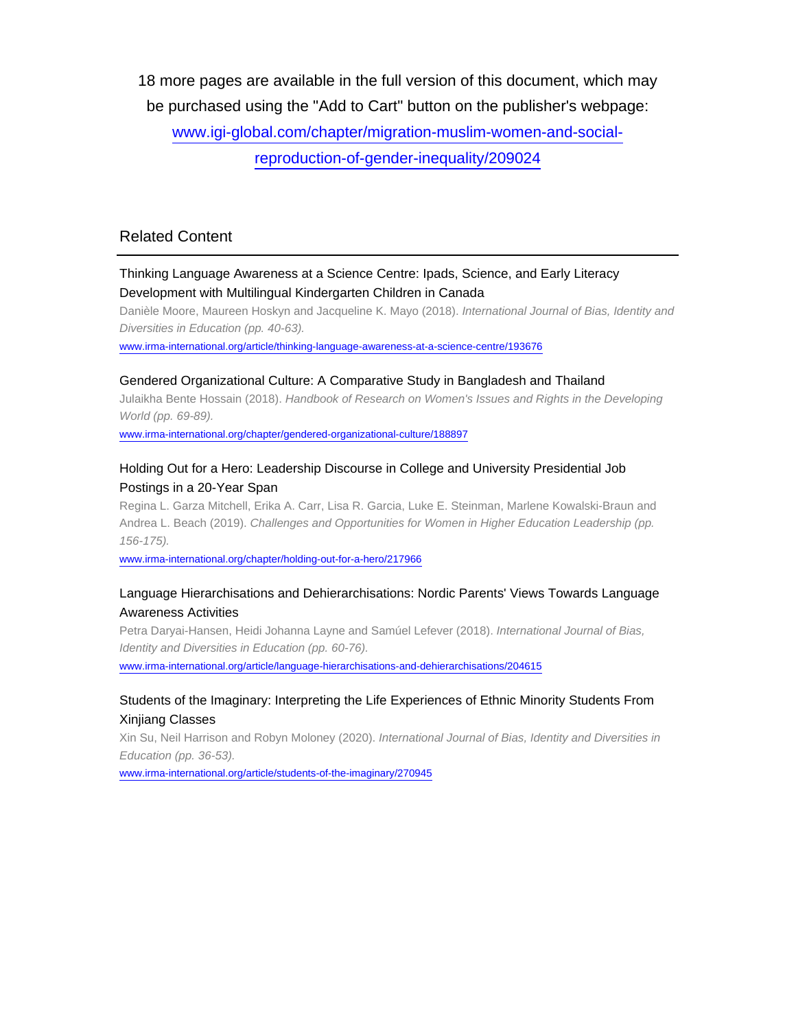18 more pages are available in the full version of this document, which may be purchased using the "Add to Cart" button on the publisher's webpage: [www.igi-global.com/chapter/migration-muslim-women-and-social-reproduction-of-gender-inequality/209024](www.igi-global.com/chapter/migration-muslim-women-and-social-reproduction-of-gender-inequality/209024)

## Related Content

Thinking Language Awareness at a Science Centre: Ipads, Science, and Early Literacy Development with Multilingual Kindergarten Children in Canada
Danièle Moore, Maureen Hoskyn and Jacqueline K. Mayo (2018). *International Journal of Bias, Identity and Diversities in Education (pp. 40-63).*
[www.irma-international.org/article/thinking-language-awareness-at-a-science-centre/193676](www.irma-international.org/article/thinking-language-awareness-at-a-science-centre/193676)

Gendered Organizational Culture: A Comparative Study in Bangladesh and Thailand
Julaikha Bente Hossain (2018). *Handbook of Research on Women's Issues and Rights in the Developing World (pp. 69-89).*
[www.irma-international.org/chapter/gendered-organizational-culture/188897](www.irma-international.org/chapter/gendered-organizational-culture/188897)

Holding Out for a Hero: Leadership Discourse in College and University Presidential Job Postings in a 20-Year Span
Regina L. Garza Mitchell, Erika A. Carr, Lisa R. Garcia, Luke E. Steinman, Marlene Kowalski-Braun and Andrea L. Beach (2019). *Challenges and Opportunities for Women in Higher Education Leadership (pp. 156-175).*
[www.irma-international.org/chapter/holding-out-for-a-hero/217966](www.irma-international.org/chapter/holding-out-for-a-hero/217966)

Language Hierarchisations and Dehierarchisations: Nordic Parents' Views Towards Language Awareness Activities
Petra Daryai-Hansen, Heidi Johanna Layne and Samúel Lefever (2018). *International Journal of Bias, Identity and Diversities in Education (pp. 60-76).*
[www.irma-international.org/article/language-hierarchisations-and-dehierarchisations/204615](www.irma-international.org/article/language-hierarchisations-and-dehierarchisations/204615)

Students of the Imaginary: Interpreting the Life Experiences of Ethnic Minority Students From Xinjiang Classes
Xin Su, Neil Harrison and Robyn Moloney (2020). *International Journal of Bias, Identity and Diversities in Education (pp. 36-53).*
[www.irma-international.org/article/students-of-the-imaginary/270945](www.irma-international.org/article/students-of-the-imaginary/270945)